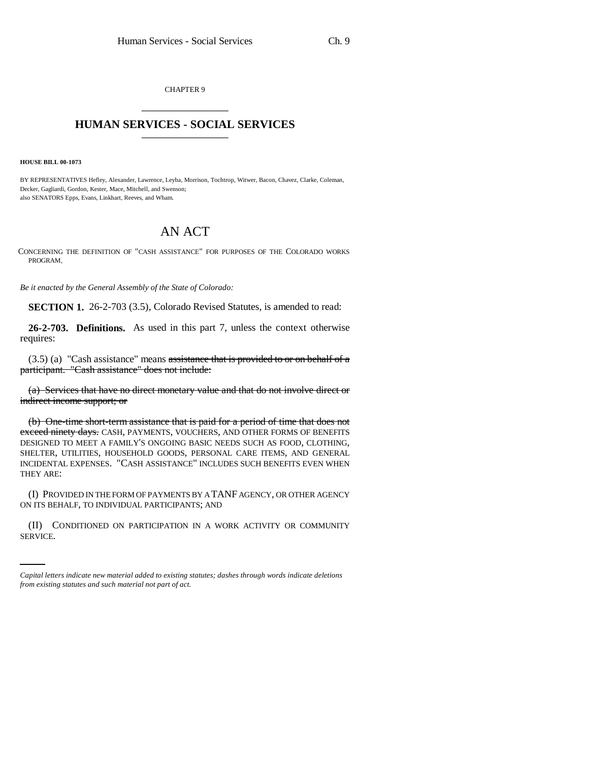CHAPTER 9

# HUMAN SERVICES - SOCIAL SERVICES

**HOUSE BILL 00-1073**

BY REPRESENTATIVES Hefley, Alexander, Lawrence, Leyba, Morrison, Tochtrop, Witwer, Bacon, Chavez, Clarke, Coleman, Decker, Gagliardi, Gordon, Kester, Mace, Mitchell, and Swenson;
also SENATORS Epps, Evans, Linkhart, Reeves, and Wham.

# AN ACT

CONCERNING THE DEFINITION OF "CASH ASSISTANCE" FOR PURPOSES OF THE COLORADO WORKS PROGRAM.

*Be it enacted by the General Assembly of the State of Colorado:*

**SECTION 1.** 26-2-703 (3.5), Colorado Revised Statutes, is amended to read:

**26-2-703. Definitions.** As used in this part 7, unless the context otherwise requires:

(3.5) (a) "Cash assistance" means ~~assistance that is provided to or on behalf of a participant. "Cash assistance" does not include:~~

~~(a) Services that have no direct monetary value and that do not involve direct or indirect income support; or~~

~~(b) One-time short-term assistance that is paid for a period of time that does not exceed ninety days.~~ CASH, PAYMENTS, VOUCHERS, AND OTHER FORMS OF BENEFITS DESIGNED TO MEET A FAMILY'S ONGOING BASIC NEEDS SUCH AS FOOD, CLOTHING, SHELTER, UTILITIES, HOUSEHOLD GOODS, PERSONAL CARE ITEMS, AND GENERAL INCIDENTAL EXPENSES. "CASH ASSISTANCE" INCLUDES SUCH BENEFITS EVEN WHEN THEY ARE:

(I) PROVIDED IN THE FORM OF PAYMENTS BY A TANF AGENCY, OR OTHER AGENCY ON ITS BEHALF, TO INDIVIDUAL PARTICIPANTS; AND

(II) CONDITIONED ON PARTICIPATION IN A WORK ACTIVITY OR COMMUNITY SERVICE.

*Capital letters indicate new material added to existing statutes; dashes through words indicate deletions from existing statutes and such material not part of act.*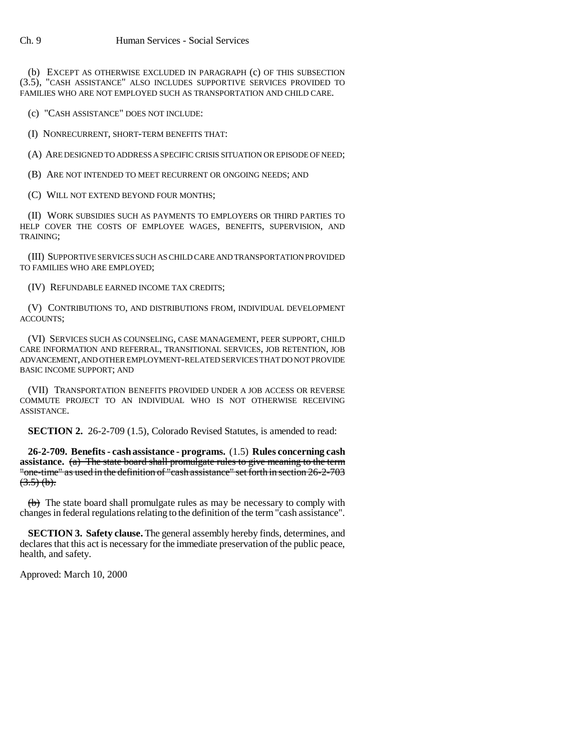(b) EXCEPT AS OTHERWISE EXCLUDED IN PARAGRAPH (c) OF THIS SUBSECTION (3.5), "CASH ASSISTANCE" ALSO INCLUDES SUPPORTIVE SERVICES PROVIDED TO FAMILIES WHO ARE NOT EMPLOYED SUCH AS TRANSPORTATION AND CHILD CARE.

(c) "CASH ASSISTANCE" DOES NOT INCLUDE:

(I) NONRECURRENT, SHORT-TERM BENEFITS THAT:

(A) ARE DESIGNED TO ADDRESS A SPECIFIC CRISIS SITUATION OR EPISODE OF NEED;

(B) ARE NOT INTENDED TO MEET RECURRENT OR ONGOING NEEDS; AND

(C) WILL NOT EXTEND BEYOND FOUR MONTHS;

(II) WORK SUBSIDIES SUCH AS PAYMENTS TO EMPLOYERS OR THIRD PARTIES TO HELP COVER THE COSTS OF EMPLOYEE WAGES, BENEFITS, SUPERVISION, AND TRAINING;

(III) SUPPORTIVE SERVICES SUCH AS CHILD CARE AND TRANSPORTATION PROVIDED TO FAMILIES WHO ARE EMPLOYED;

(IV) REFUNDABLE EARNED INCOME TAX CREDITS;

(V) CONTRIBUTIONS TO, AND DISTRIBUTIONS FROM, INDIVIDUAL DEVELOPMENT ACCOUNTS;

(VI) SERVICES SUCH AS COUNSELING, CASE MANAGEMENT, PEER SUPPORT, CHILD CARE INFORMATION AND REFERRAL, TRANSITIONAL SERVICES, JOB RETENTION, JOB ADVANCEMENT, AND OTHER EMPLOYMENT-RELATED SERVICES THAT DO NOT PROVIDE BASIC INCOME SUPPORT; AND

(VII) TRANSPORTATION BENEFITS PROVIDED UNDER A JOB ACCESS OR REVERSE COMMUTE PROJECT TO AN INDIVIDUAL WHO IS NOT OTHERWISE RECEIVING ASSISTANCE.

**SECTION 2.** 26-2-709 (1.5), Colorado Revised Statutes, is amended to read:

**26-2-709. Benefits - cash assistance - programs.** (1.5) **Rules concerning cash assistance.** ~~(a) The state board shall promulgate rules to give meaning to the term "one-time" as used in the definition of "cash assistance" set forth in section 26-2-703 (3.5) (b).~~

~~(b)~~ The state board shall promulgate rules as may be necessary to comply with changes in federal regulations relating to the definition of the term "cash assistance".

**SECTION 3. Safety clause.** The general assembly hereby finds, determines, and declares that this act is necessary for the immediate preservation of the public peace, health, and safety.

Approved: March 10, 2000